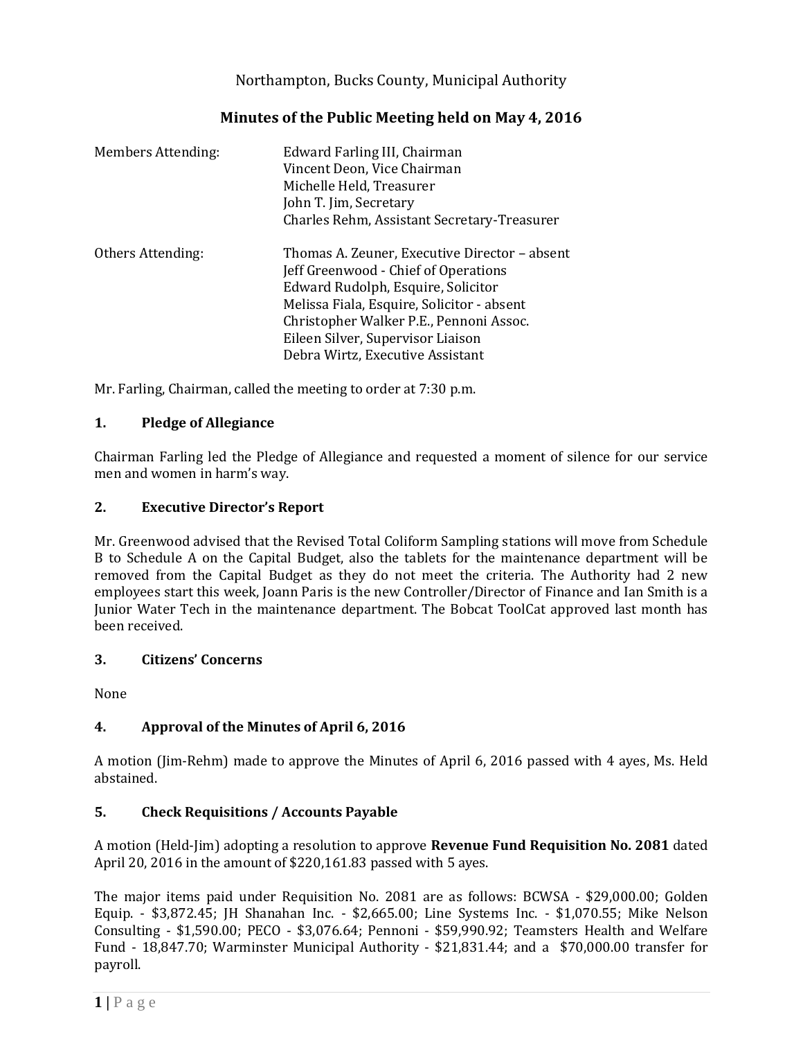Northampton, Bucks County, Municipal Authority

# Minutes of the Public Meeting held on May 4, 2016

| Members Attending: | Edward Farling III, Chairman |
|---|---|
| | Vincent Deon, Vice Chairman |
| | Michelle Held, Treasurer |
| | John T. Jim, Secretary |
| | Charles Rehm, Assistant Secretary-Treasurer |
| Others Attending: | Thomas A. Zeuner, Executive Director – absent |
| | Jeff Greenwood - Chief of Operations |
| | Edward Rudolph, Esquire, Solicitor |
| | Melissa Fiala, Esquire, Solicitor - absent |
| | Christopher Walker P.E., Pennoni Assoc. |
| | Eileen Silver, Supervisor Liaison |
| | Debra Wirtz, Executive Assistant |

Mr. Farling, Chairman, called the meeting to order at 7:30 p.m.

## 1. Pledge of Allegiance

Chairman Farling led the Pledge of Allegiance and requested a moment of silence for our service men and women in harm's way.

## 2. Executive Director's Report

Mr. Greenwood advised that the Revised Total Coliform Sampling stations will move from Schedule B to Schedule A on the Capital Budget, also the tablets for the maintenance department will be removed from the Capital Budget as they do not meet the criteria. The Authority had 2 new employees start this week, Joann Paris is the new Controller/Director of Finance and Ian Smith is a Junior Water Tech in the maintenance department. The Bobcat ToolCat approved last month has been received.

## 3. Citizens' Concerns

None

## 4. Approval of the Minutes of April 6, 2016

A motion (Jim-Rehm) made to approve the Minutes of April 6, 2016 passed with 4 ayes, Ms. Held abstained.

## 5. Check Requisitions / Accounts Payable

A motion (Held-Jim) adopting a resolution to approve **Revenue Fund Requisition No. 2081** dated April 20, 2016 in the amount of $220,161.83 passed with 5 ayes.

The major items paid under Requisition No. 2081 are as follows: BCWSA - $29,000.00; Golden Equip. - $3,872.45; JH Shanahan Inc. - $2,665.00; Line Systems Inc. - $1,070.55; Mike Nelson Consulting - $1,590.00; PECO - $3,076.64; Pennoni - $59,990.92; Teamsters Health and Welfare Fund - 18,847.70; Warminster Municipal Authority - $21,831.44; and a $70,000.00 transfer for payroll.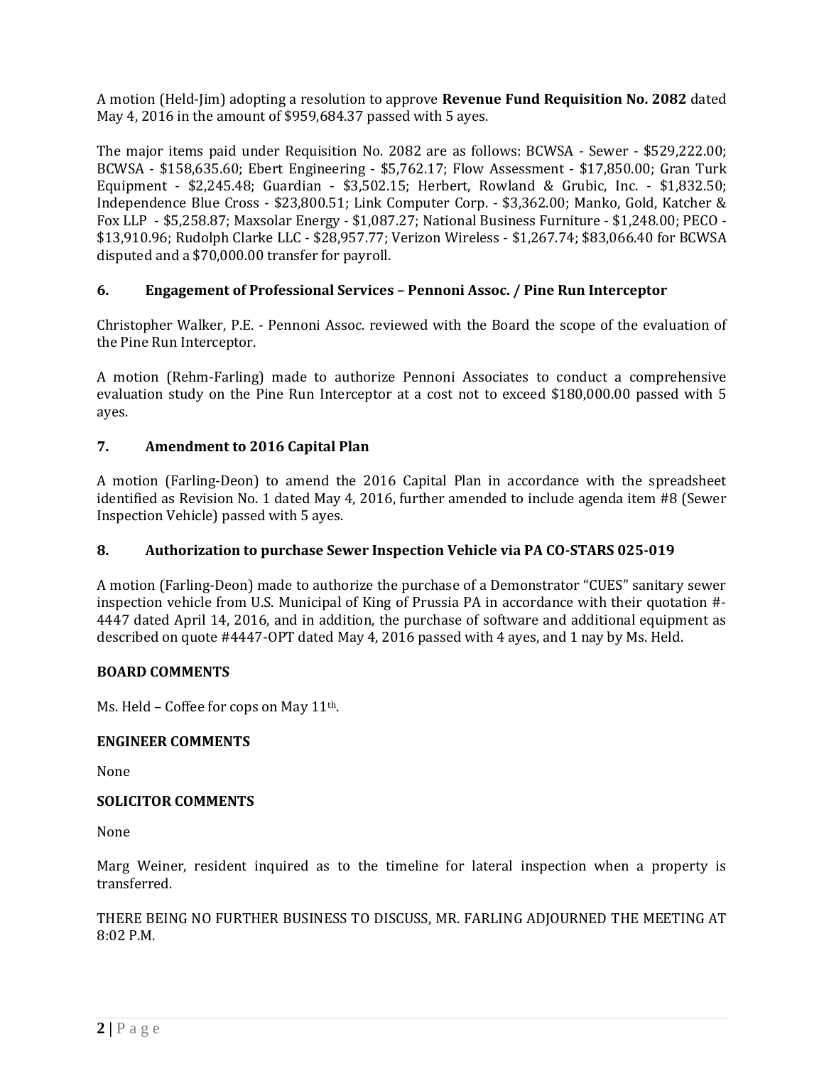A motion (Held-Jim) adopting a resolution to approve **Revenue Fund Requisition No. 2082** dated May 4, 2016 in the amount of $959,684.37 passed with 5 ayes.

The major items paid under Requisition No. 2082 are as follows: BCWSA - Sewer - $529,222.00; BCWSA - $158,635.60; Ebert Engineering - $5,762.17; Flow Assessment - $17,850.00; Gran Turk Equipment - $2,245.48; Guardian - $3,502.15; Herbert, Rowland & Grubic, Inc. - $1,832.50; Independence Blue Cross - $23,800.51; Link Computer Corp. - $3,362.00; Manko, Gold, Katcher & Fox LLP - $5,258.87; Maxsolar Energy - $1,087.27; National Business Furniture - $1,248.00; PECO - $13,910.96; Rudolph Clarke LLC - $28,957.77; Verizon Wireless - $1,267.74; $83,066.40 for BCWSA disputed and a $70,000.00 transfer for payroll.

### 6. Engagement of Professional Services – Pennoni Assoc. / Pine Run Interceptor

Christopher Walker, P.E. - Pennoni Assoc. reviewed with the Board the scope of the evaluation of the Pine Run Interceptor.

A motion (Rehm-Farling) made to authorize Pennoni Associates to conduct a comprehensive evaluation study on the Pine Run Interceptor at a cost not to exceed $180,000.00 passed with 5 ayes.

### 7. Amendment to 2016 Capital Plan

A motion (Farling-Deon) to amend the 2016 Capital Plan in accordance with the spreadsheet identified as Revision No. 1 dated May 4, 2016, further amended to include agenda item #8 (Sewer Inspection Vehicle) passed with 5 ayes.

### 8. Authorization to purchase Sewer Inspection Vehicle via PA CO-STARS 025-019

A motion (Farling-Deon) made to authorize the purchase of a Demonstrator "CUES" sanitary sewer inspection vehicle from U.S. Municipal of King of Prussia PA in accordance with their quotation #-4447 dated April 14, 2016, and in addition, the purchase of software and additional equipment as described on quote #4447-OPT dated May 4, 2016 passed with 4 ayes, and 1 nay by Ms. Held.

### BOARD COMMENTS

Ms. Held – Coffee for cops on May 11th.

### ENGINEER COMMENTS

None

### SOLICITOR COMMENTS

None

Marg Weiner, resident inquired as to the timeline for lateral inspection when a property is transferred.

THERE BEING NO FURTHER BUSINESS TO DISCUSS, MR. FARLING ADJOURNED THE MEETING AT 8:02 P.M.